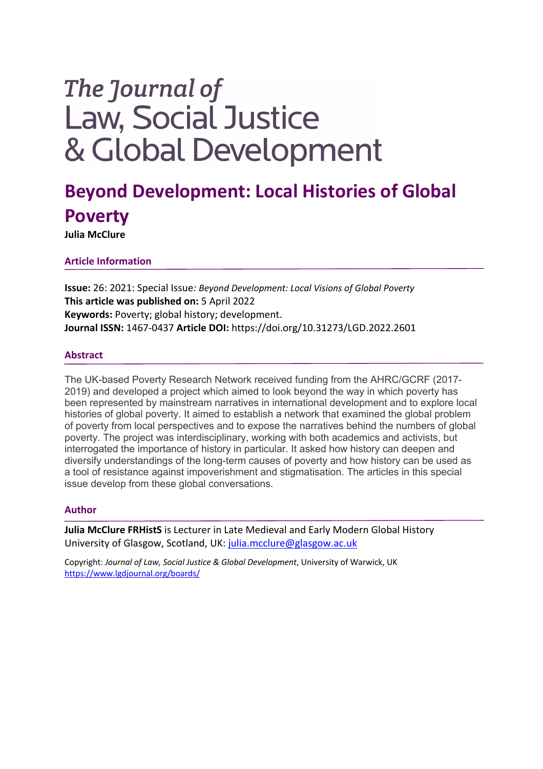# The Journal of Law, Social Justice & Global Development

## Beyond Development: Local Histories of Global Poverty

**Julia McClure**

### Article Information

**Issue:** 26: 2021: Special Issue*: Beyond Development: Local Visions of Global Poverty*
**This article was published on:** 5 April 2022
**Keywords:** Poverty; global history; development.
**Journal ISSN:** 1467-0437 **Article DOI:** https://doi.org/10.31273/LGD.2022.2601

### Abstract

The UK-based Poverty Research Network received funding from the AHRC/GCRF (2017-2019) and developed a project which aimed to look beyond the way in which poverty has been represented by mainstream narratives in international development and to explore local histories of global poverty. It aimed to establish a network that examined the global problem of poverty from local perspectives and to expose the narratives behind the numbers of global poverty. The project was interdisciplinary, working with both academics and activists, but interrogated the importance of history in particular. It asked how history can deepen and diversify understandings of the long-term causes of poverty and how history can be used as a tool of resistance against impoverishment and stigmatisation. The articles in this special issue develop from these global conversations.

### Author

**Julia McClure FRHistS** is Lecturer in Late Medieval and Early Modern Global History University of Glasgow, Scotland, UK: julia.mcclure@glasgow.ac.uk

Copyright: *Journal of Law, Social Justice & Global Development*, University of Warwick, UK
https://www.lgdjournal.org/boards/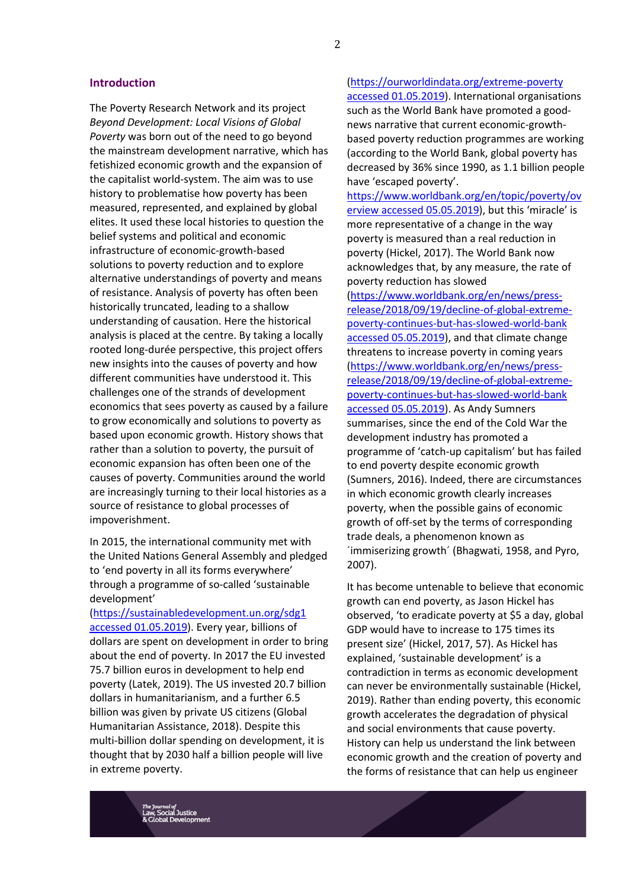## Introduction

The Poverty Research Network and its project *Beyond Development: Local Visions of Global Poverty* was born out of the need to go beyond the mainstream development narrative, which has fetishized economic growth and the expansion of the capitalist world-system. The aim was to use history to problematise how poverty has been measured, represented, and explained by global elites. It used these local histories to question the belief systems and political and economic infrastructure of economic-growth-based solutions to poverty reduction and to explore alternative understandings of poverty and means of resistance. Analysis of poverty has often been historically truncated, leading to a shallow understanding of causation. Here the historical analysis is placed at the centre. By taking a locally rooted long-durée perspective, this project offers new insights into the causes of poverty and how different communities have understood it. This challenges one of the strands of development economics that sees poverty as caused by a failure to grow economically and solutions to poverty as based upon economic growth. History shows that rather than a solution to poverty, the pursuit of economic expansion has often been one of the causes of poverty. Communities around the world are increasingly turning to their local histories as a source of resistance to global processes of impoverishment.

In 2015, the international community met with the United Nations General Assembly and pledged to 'end poverty in all its forms everywhere' through a programme of so-called 'sustainable development' (https://sustainabledevelopment.un.org/sdg1 accessed 01.05.2019). Every year, billions of dollars are spent on development in order to bring about the end of poverty. In 2017 the EU invested 75.7 billion euros in development to help end poverty (Latek, 2019). The US invested 20.7 billion dollars in humanitarianism, and a further 6.5 billion was given by private US citizens (Global Humanitarian Assistance, 2018). Despite this multi-billion dollar spending on development, it is thought that by 2030 half a billion people will live in extreme poverty (https://ourworldindata.org/extreme-poverty accessed 01.05.2019). International organisations such as the World Bank have promoted a good-news narrative that current economic-growth-based poverty reduction programmes are working (according to the World Bank, global poverty has decreased by 36% since 1990, as 1.1 billion people have 'escaped poverty'. https://www.worldbank.org/en/topic/poverty/overview accessed 05.05.2019), but this 'miracle' is more representative of a change in the way poverty is measured than a real reduction in poverty (Hickel, 2017). The World Bank now acknowledges that, by any measure, the rate of poverty reduction has slowed (https://www.worldbank.org/en/news/press-release/2018/09/19/decline-of-global-extreme-poverty-continues-but-has-slowed-world-bank accessed 05.05.2019), and that climate change threatens to increase poverty in coming years (https://www.worldbank.org/en/news/press-release/2018/09/19/decline-of-global-extreme-poverty-continues-but-has-slowed-world-bank accessed 05.05.2019). As Andy Sumners summarises, since the end of the Cold War the development industry has promoted a programme of 'catch-up capitalism' but has failed to end poverty despite economic growth (Sumners, 2016). Indeed, there are circumstances in which economic growth clearly increases poverty, when the possible gains of economic growth of off-set by the terms of corresponding trade deals, a phenomenon known as ´immiserizing growth´ (Bhagwati, 1958, and Pyro, 2007).

It has become untenable to believe that economic growth can end poverty, as Jason Hickel has observed, 'to eradicate poverty at $5 a day, global GDP would have to increase to 175 times its present size' (Hickel, 2017, 57). As Hickel has explained, 'sustainable development' is a contradiction in terms as economic development can never be environmentally sustainable (Hickel, 2019). Rather than ending poverty, this economic growth accelerates the degradation of physical and social environments that cause poverty. History can help us understand the link between economic growth and the creation of poverty and the forms of resistance that can help us engineer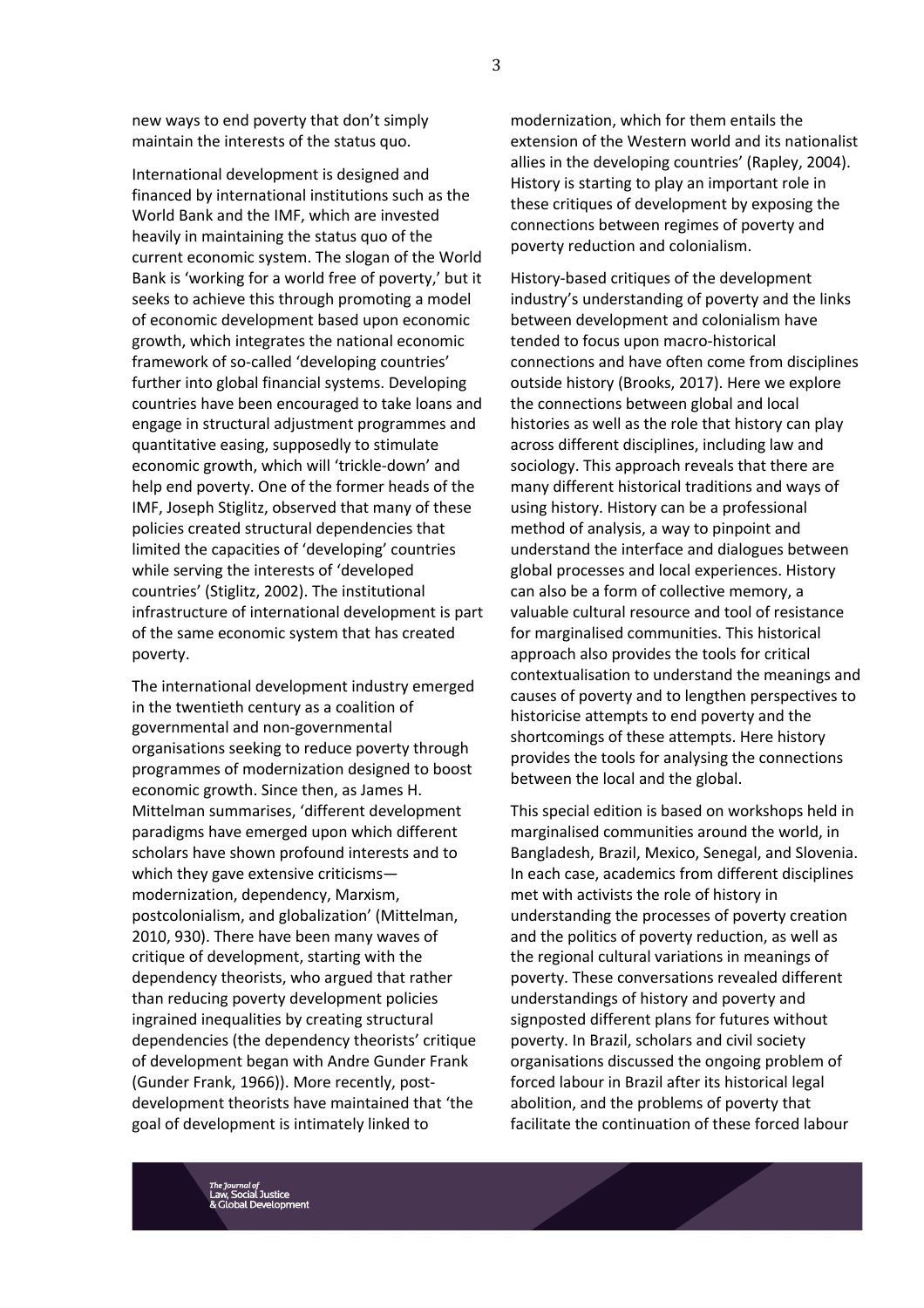new ways to end poverty that don't simply maintain the interests of the status quo.

International development is designed and financed by international institutions such as the World Bank and the IMF, which are invested heavily in maintaining the status quo of the current economic system. The slogan of the World Bank is 'working for a world free of poverty,' but it seeks to achieve this through promoting a model of economic development based upon economic growth, which integrates the national economic framework of so-called 'developing countries' further into global financial systems. Developing countries have been encouraged to take loans and engage in structural adjustment programmes and quantitative easing, supposedly to stimulate economic growth, which will 'trickle-down' and help end poverty. One of the former heads of the IMF, Joseph Stiglitz, observed that many of these policies created structural dependencies that limited the capacities of 'developing' countries while serving the interests of 'developed countries' (Stiglitz, 2002). The institutional infrastructure of international development is part of the same economic system that has created poverty.

The international development industry emerged in the twentieth century as a coalition of governmental and non-governmental organisations seeking to reduce poverty through programmes of modernization designed to boost economic growth. Since then, as James H. Mittelman summarises, 'different development paradigms have emerged upon which different scholars have shown profound interests and to which they gave extensive criticisms—modernization, dependency, Marxism, postcolonialism, and globalization' (Mittelman, 2010, 930). There have been many waves of critique of development, starting with the dependency theorists, who argued that rather than reducing poverty development policies ingrained inequalities by creating structural dependencies (the dependency theorists' critique of development began with Andre Gunder Frank (Gunder Frank, 1966)). More recently, post-development theorists have maintained that 'the goal of development is intimately linked to modernization, which for them entails the extension of the Western world and its nationalist allies in the developing countries' (Rapley, 2004). History is starting to play an important role in these critiques of development by exposing the connections between regimes of poverty and poverty reduction and colonialism.

History-based critiques of the development industry's understanding of poverty and the links between development and colonialism have tended to focus upon macro-historical connections and have often come from disciplines outside history (Brooks, 2017). Here we explore the connections between global and local histories as well as the role that history can play across different disciplines, including law and sociology. This approach reveals that there are many different historical traditions and ways of using history. History can be a professional method of analysis, a way to pinpoint and understand the interface and dialogues between global processes and local experiences. History can also be a form of collective memory, a valuable cultural resource and tool of resistance for marginalised communities. This historical approach also provides the tools for critical contextualisation to understand the meanings and causes of poverty and to lengthen perspectives to historicise attempts to end poverty and the shortcomings of these attempts. Here history provides the tools for analysing the connections between the local and the global.

This special edition is based on workshops held in marginalised communities around the world, in Bangladesh, Brazil, Mexico, Senegal, and Slovenia. In each case, academics from different disciplines met with activists the role of history in understanding the processes of poverty creation and the politics of poverty reduction, as well as the regional cultural variations in meanings of poverty. These conversations revealed different understandings of history and poverty and signposted different plans for futures without poverty. In Brazil, scholars and civil society organisations discussed the ongoing problem of forced labour in Brazil after its historical legal abolition, and the problems of poverty that facilitate the continuation of these forced labour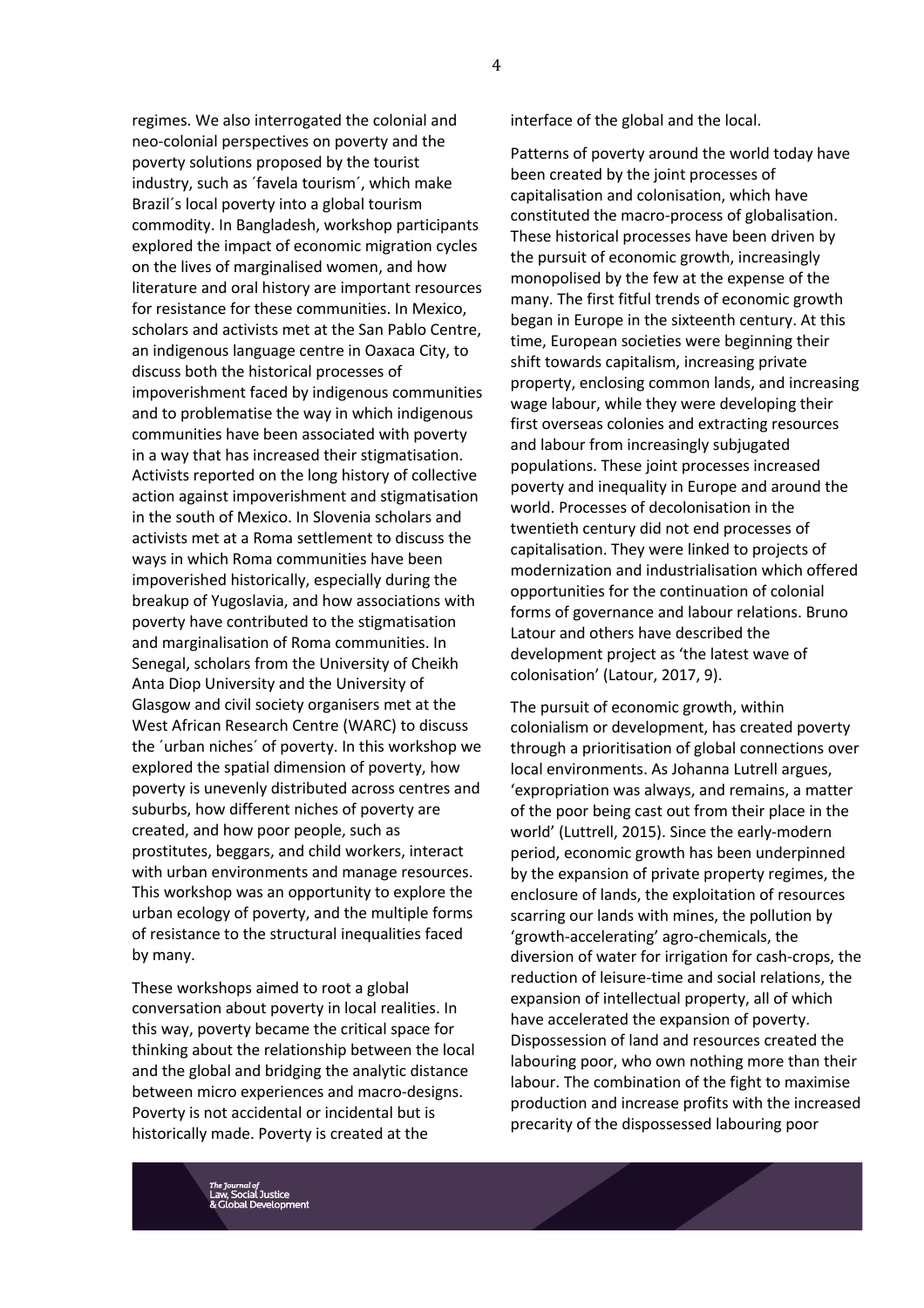regimes. We also interrogated the colonial and neo-colonial perspectives on poverty and the poverty solutions proposed by the tourist industry, such as ´favela tourism´, which make Brazil´s local poverty into a global tourism commodity. In Bangladesh, workshop participants explored the impact of economic migration cycles on the lives of marginalised women, and how literature and oral history are important resources for resistance for these communities. In Mexico, scholars and activists met at the San Pablo Centre, an indigenous language centre in Oaxaca City, to discuss both the historical processes of impoverishment faced by indigenous communities and to problematise the way in which indigenous communities have been associated with poverty in a way that has increased their stigmatisation. Activists reported on the long history of collective action against impoverishment and stigmatisation in the south of Mexico. In Slovenia scholars and activists met at a Roma settlement to discuss the ways in which Roma communities have been impoverished historically, especially during the breakup of Yugoslavia, and how associations with poverty have contributed to the stigmatisation and marginalisation of Roma communities. In Senegal, scholars from the University of Cheikh Anta Diop University and the University of Glasgow and civil society organisers met at the West African Research Centre (WARC) to discuss the ´urban niches´ of poverty. In this workshop we explored the spatial dimension of poverty, how poverty is unevenly distributed across centres and suburbs, how different niches of poverty are created, and how poor people, such as prostitutes, beggars, and child workers, interact with urban environments and manage resources. This workshop was an opportunity to explore the urban ecology of poverty, and the multiple forms of resistance to the structural inequalities faced by many.

These workshops aimed to root a global conversation about poverty in local realities. In this way, poverty became the critical space for thinking about the relationship between the local and the global and bridging the analytic distance between micro experiences and macro-designs. Poverty is not accidental or incidental but is historically made. Poverty is created at the interface of the global and the local.

Patterns of poverty around the world today have been created by the joint processes of capitalisation and colonisation, which have constituted the macro-process of globalisation. These historical processes have been driven by the pursuit of economic growth, increasingly monopolised by the few at the expense of the many. The first fitful trends of economic growth began in Europe in the sixteenth century. At this time, European societies were beginning their shift towards capitalism, increasing private property, enclosing common lands, and increasing wage labour, while they were developing their first overseas colonies and extracting resources and labour from increasingly subjugated populations. These joint processes increased poverty and inequality in Europe and around the world. Processes of decolonisation in the twentieth century did not end processes of capitalisation. They were linked to projects of modernization and industrialisation which offered opportunities for the continuation of colonial forms of governance and labour relations. Bruno Latour and others have described the development project as 'the latest wave of colonisation' (Latour, 2017, 9).

The pursuit of economic growth, within colonialism or development, has created poverty through a prioritisation of global connections over local environments. As Johanna Lutrell argues, 'expropriation was always, and remains, a matter of the poor being cast out from their place in the world' (Luttrell, 2015). Since the early-modern period, economic growth has been underpinned by the expansion of private property regimes, the enclosure of lands, the exploitation of resources scarring our lands with mines, the pollution by 'growth-accelerating' agro-chemicals, the diversion of water for irrigation for cash-crops, the reduction of leisure-time and social relations, the expansion of intellectual property, all of which have accelerated the expansion of poverty. Dispossession of land and resources created the labouring poor, who own nothing more than their labour. The combination of the fight to maximise production and increase profits with the increased precarity of the dispossessed labouring poor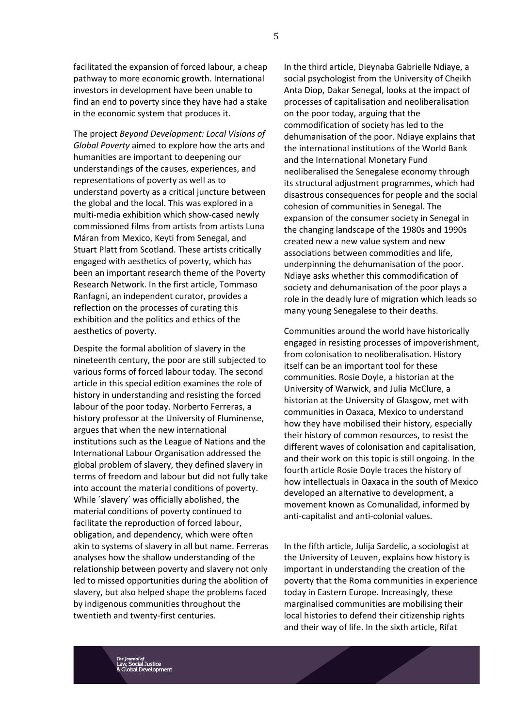facilitated the expansion of forced labour, a cheap pathway to more economic growth. International investors in development have been unable to find an end to poverty since they have had a stake in the economic system that produces it.

The project *Beyond Development: Local Visions of Global Poverty* aimed to explore how the arts and humanities are important to deepening our understandings of the causes, experiences, and representations of poverty as well as to understand poverty as a critical juncture between the global and the local. This was explored in a multi-media exhibition which show-cased newly commissioned films from artists from artists Luna Máran from Mexico, Keyti from Senegal, and Stuart Platt from Scotland. These artists critically engaged with aesthetics of poverty, which has been an important research theme of the Poverty Research Network. In the first article, Tommaso Ranfagni, an independent curator, provides a reflection on the processes of curating this exhibition and the politics and ethics of the aesthetics of poverty.

Despite the formal abolition of slavery in the nineteenth century, the poor are still subjected to various forms of forced labour today. The second article in this special edition examines the role of history in understanding and resisting the forced labour of the poor today. Norberto Ferreras, a history professor at the University of Fluminense, argues that when the new international institutions such as the League of Nations and the International Labour Organisation addressed the global problem of slavery, they defined slavery in terms of freedom and labour but did not fully take into account the material conditions of poverty. While ´slavery´ was officially abolished, the material conditions of poverty continued to facilitate the reproduction of forced labour, obligation, and dependency, which were often akin to systems of slavery in all but name. Ferreras analyses how the shallow understanding of the relationship between poverty and slavery not only led to missed opportunities during the abolition of slavery, but also helped shape the problems faced by indigenous communities throughout the twentieth and twenty-first centuries.

In the third article, Dieynaba Gabrielle Ndiaye, a social psychologist from the University of Cheikh Anta Diop, Dakar Senegal, looks at the impact of processes of capitalisation and neoliberalisation on the poor today, arguing that the commodification of society has led to the dehumanisation of the poor. Ndiaye explains that the international institutions of the World Bank and the International Monetary Fund neoliberalised the Senegalese economy through its structural adjustment programmes, which had disastrous consequences for people and the social cohesion of communities in Senegal. The expansion of the consumer society in Senegal in the changing landscape of the 1980s and 1990s created new a new value system and new associations between commodities and life, underpinning the dehumanisation of the poor. Ndiaye asks whether this commodification of society and dehumanisation of the poor plays a role in the deadly lure of migration which leads so many young Senegalese to their deaths.

Communities around the world have historically engaged in resisting processes of impoverishment, from colonisation to neoliberalisation. History itself can be an important tool for these communities. Rosie Doyle, a historian at the University of Warwick, and Julia McClure, a historian at the University of Glasgow, met with communities in Oaxaca, Mexico to understand how they have mobilised their history, especially their history of common resources, to resist the different waves of colonisation and capitalisation, and their work on this topic is still ongoing. In the fourth article Rosie Doyle traces the history of how intellectuals in Oaxaca in the south of Mexico developed an alternative to development, a movement known as Comunalidad, informed by anti-capitalist and anti-colonial values.

In the fifth article, Julija Sardelic, a sociologist at the University of Leuven, explains how history is important in understanding the creation of the poverty that the Roma communities in experience today in Eastern Europe. Increasingly, these marginalised communities are mobilising their local histories to defend their citizenship rights and their way of life. In the sixth article, Rifat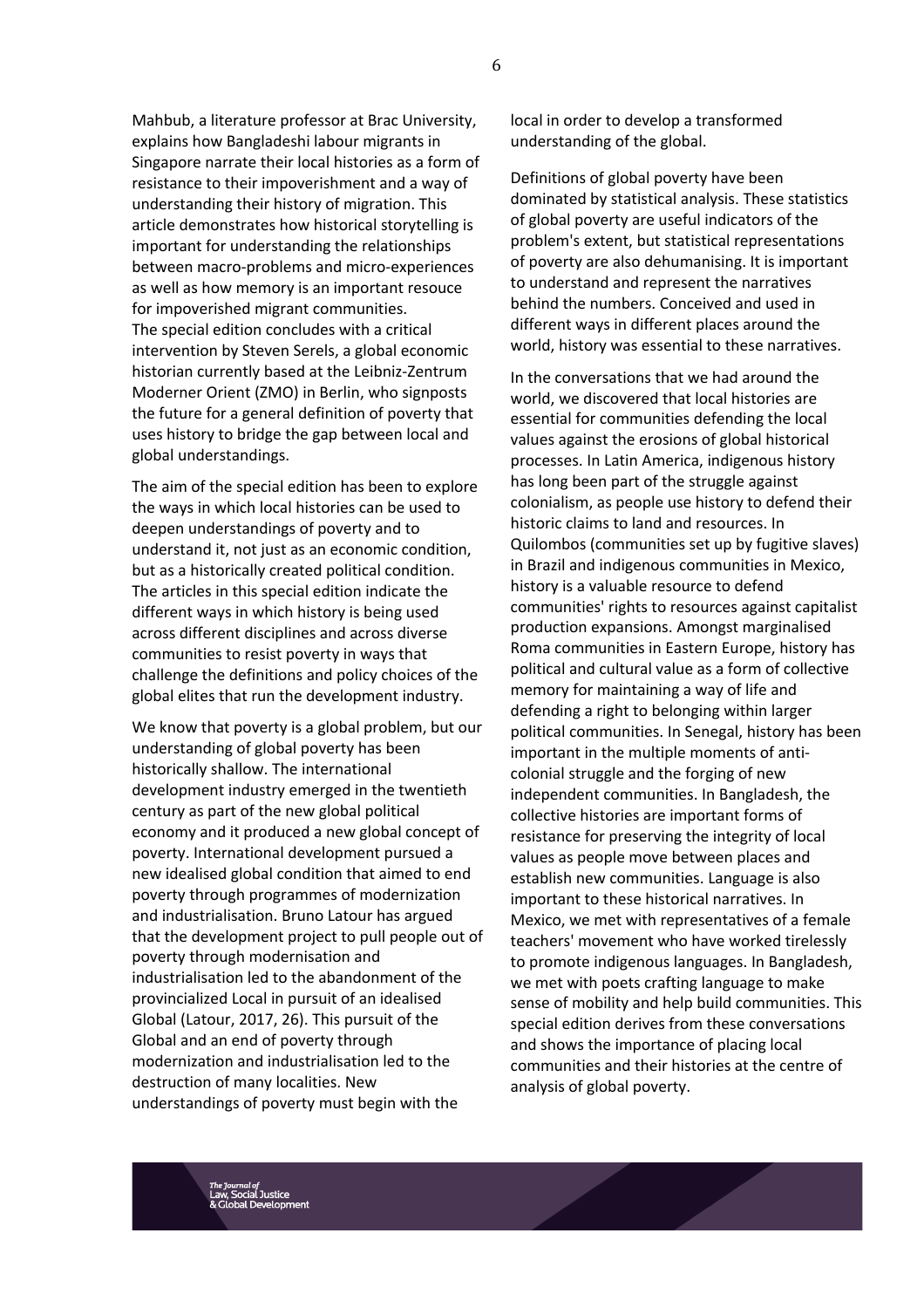Mahbub, a literature professor at Brac University, explains how Bangladeshi labour migrants in Singapore narrate their local histories as a form of resistance to their impoverishment and a way of understanding their history of migration. This article demonstrates how historical storytelling is important for understanding the relationships between macro-problems and micro-experiences as well as how memory is an important resouce for impoverished migrant communities.
The special edition concludes with a critical intervention by Steven Serels, a global economic historian currently based at the Leibniz-Zentrum Moderner Orient (ZMO) in Berlin, who signposts the future for a general definition of poverty that uses history to bridge the gap between local and global understandings.

The aim of the special edition has been to explore the ways in which local histories can be used to deepen understandings of poverty and to understand it, not just as an economic condition, but as a historically created political condition. The articles in this special edition indicate the different ways in which history is being used across different disciplines and across diverse communities to resist poverty in ways that challenge the definitions and policy choices of the global elites that run the development industry.

We know that poverty is a global problem, but our understanding of global poverty has been historically shallow. The international development industry emerged in the twentieth century as part of the new global political economy and it produced a new global concept of poverty. International development pursued a new idealised global condition that aimed to end poverty through programmes of modernization and industrialisation. Bruno Latour has argued that the development project to pull people out of poverty through modernisation and industrialisation led to the abandonment of the provincialized Local in pursuit of an idealised Global (Latour, 2017, 26). This pursuit of the Global and an end of poverty through modernization and industrialisation led to the destruction of many localities. New understandings of poverty must begin with the local in order to develop a transformed understanding of the global.

Definitions of global poverty have been dominated by statistical analysis. These statistics of global poverty are useful indicators of the problem's extent, but statistical representations of poverty are also dehumanising. It is important to understand and represent the narratives behind the numbers. Conceived and used in different ways in different places around the world, history was essential to these narratives.

In the conversations that we had around the world, we discovered that local histories are essential for communities defending the local values against the erosions of global historical processes. In Latin America, indigenous history has long been part of the struggle against colonialism, as people use history to defend their historic claims to land and resources. In Quilombos (communities set up by fugitive slaves) in Brazil and indigenous communities in Mexico, history is a valuable resource to defend communities' rights to resources against capitalist production expansions. Amongst marginalised Roma communities in Eastern Europe, history has political and cultural value as a form of collective memory for maintaining a way of life and defending a right to belonging within larger political communities. In Senegal, history has been important in the multiple moments of anti-colonial struggle and the forging of new independent communities. In Bangladesh, the collective histories are important forms of resistance for preserving the integrity of local values as people move between places and establish new communities. Language is also important to these historical narratives. In Mexico, we met with representatives of a female teachers' movement who have worked tirelessly to promote indigenous languages. In Bangladesh, we met with poets crafting language to make sense of mobility and help build communities. This special edition derives from these conversations and shows the importance of placing local communities and their histories at the centre of analysis of global poverty.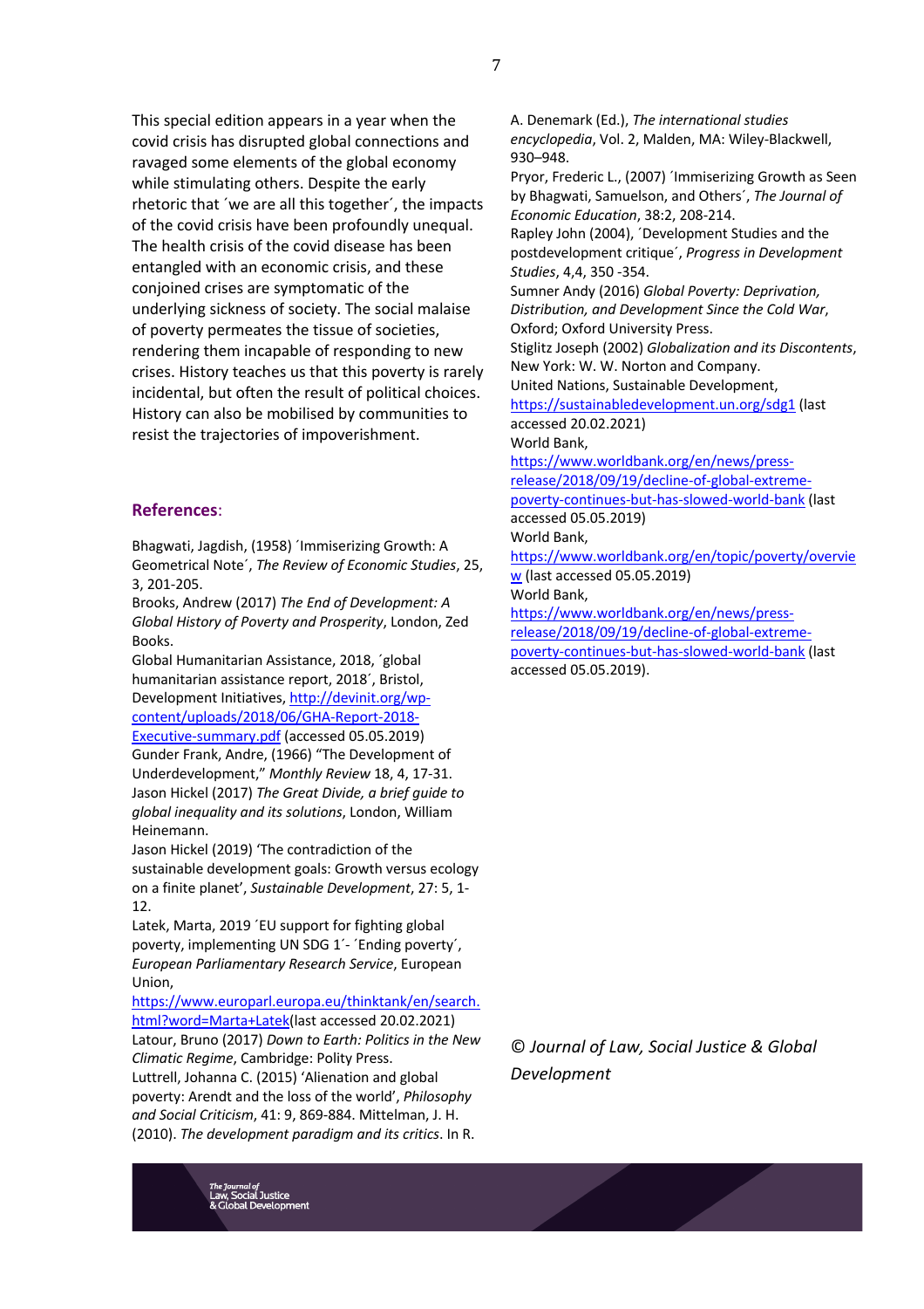This special edition appears in a year when the covid crisis has disrupted global connections and ravaged some elements of the global economy while stimulating others. Despite the early rhetoric that ´we are all this together´, the impacts of the covid crisis have been profoundly unequal. The health crisis of the covid disease has been entangled with an economic crisis, and these conjoined crises are symptomatic of the underlying sickness of society. The social malaise of poverty permeates the tissue of societies, rendering them incapable of responding to new crises. History teaches us that this poverty is rarely incidental, but often the result of political choices. History can also be mobilised by communities to resist the trajectories of impoverishment.

## References:

Bhagwati, Jagdish, (1958) ´Immiserizing Growth: A Geometrical Note´, *The Review of Economic Studies*, 25, 3, 201-205.
Brooks, Andrew (2017) *The End of Development: A Global History of Poverty and Prosperity*, London, Zed Books.
Global Humanitarian Assistance, 2018, ´global humanitarian assistance report, 2018´, Bristol, Development Initiatives, http://devinit.org/wp-content/uploads/2018/06/GHA-Report-2018-Executive-summary.pdf (accessed 05.05.2019)
Gunder Frank, Andre, (1966) "The Development of Underdevelopment," *Monthly Review* 18, 4, 17-31.
Jason Hickel (2017) *The Great Divide, a brief guide to global inequality and its solutions*, London, William Heinemann.
Jason Hickel (2019) 'The contradiction of the sustainable development goals: Growth versus ecology on a finite planet', *Sustainable Development*, 27: 5, 1-12.
Latek, Marta, 2019 ´EU support for fighting global poverty, implementing UN SDG 1´- ´Ending poverty´, *European Parliamentary Research Service*, European Union, https://www.europarl.europa.eu/thinktank/en/search.html?word=Marta+Latek(last accessed 20.02.2021)
Latour, Bruno (2017) *Down to Earth: Politics in the New Climatic Regime*, Cambridge: Polity Press.
Luttrell, Johanna C. (2015) 'Alienation and global poverty: Arendt and the loss of the world', *Philosophy and Social Criticism*, 41: 9, 869-884. Mittelman, J. H. (2010). *The development paradigm and its critics*. In R. A. Denemark (Ed.), *The international studies encyclopedia*, Vol. 2, Malden, MA: Wiley-Blackwell, 930–948.
Pryor, Frederic L., (2007) ´Immiserizing Growth as Seen by Bhagwati, Samuelson, and Others´, *The Journal of Economic Education*, 38:2, 208-214.
Rapley John (2004), ´Development Studies and the postdevelopment critique´, *Progress in Development Studies*, 4,4, 350 -354.
Sumner Andy (2016) *Global Poverty: Deprivation, Distribution, and Development Since the Cold War*, Oxford; Oxford University Press.
Stiglitz Joseph (2002) *Globalization and its Discontents*, New York: W. W. Norton and Company.
United Nations, Sustainable Development, https://sustainabledevelopment.un.org/sdg1 (last accessed 20.02.2021)
World Bank, https://www.worldbank.org/en/news/press-release/2018/09/19/decline-of-global-extreme-poverty-continues-but-has-slowed-world-bank (last accessed 05.05.2019)
World Bank, https://www.worldbank.org/en/topic/poverty/overview (last accessed 05.05.2019)
World Bank, https://www.worldbank.org/en/news/press-release/2018/09/19/decline-of-global-extreme-poverty-continues-but-has-slowed-world-bank (last accessed 05.05.2019).

*© Journal of Law, Social Justice & Global Development*